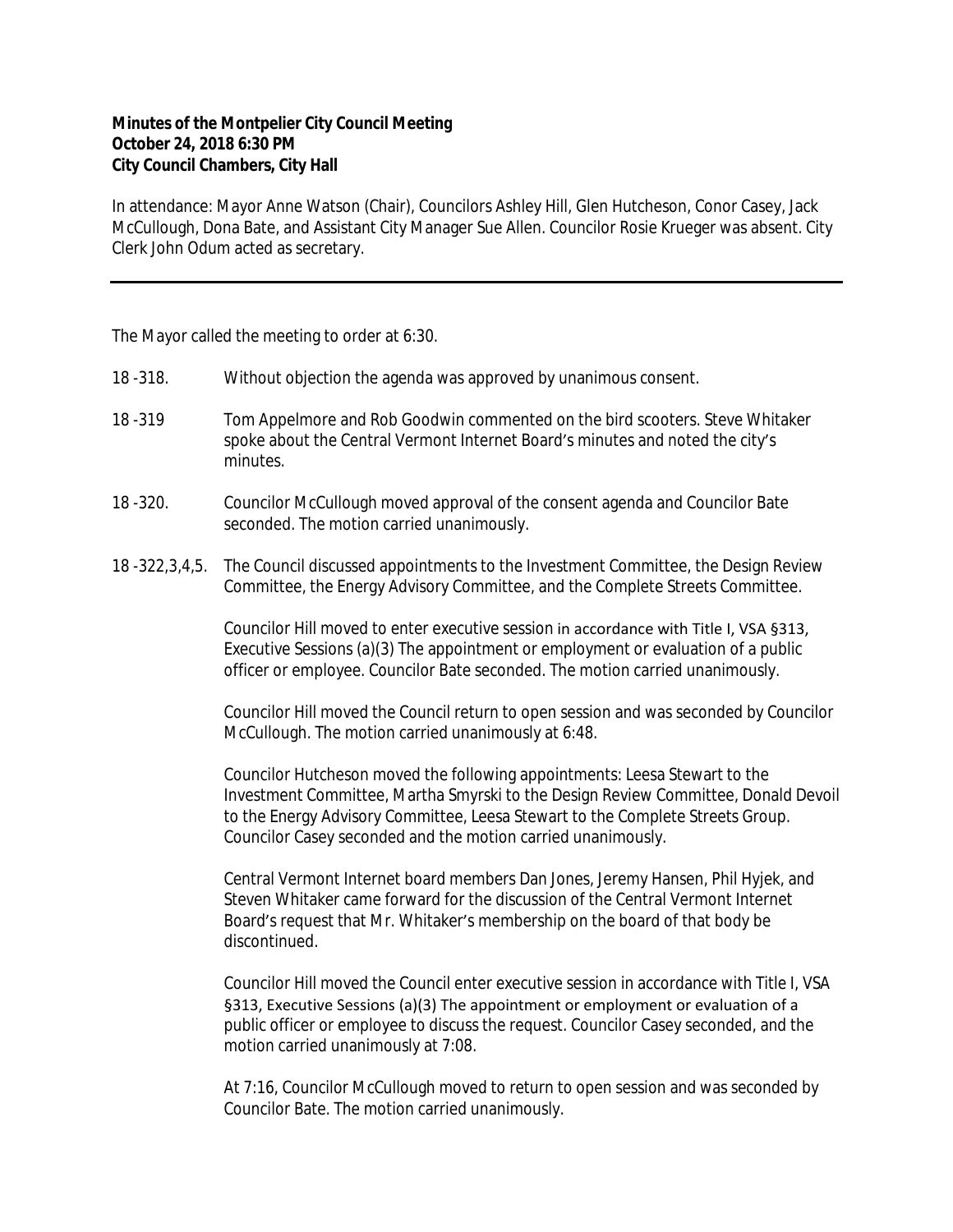**Minutes of the Montpelier City Council Meeting**
**October 24, 2018 6:30 PM**
**City Council Chambers, City Hall**

In attendance: Mayor Anne Watson (Chair), Councilors Ashley Hill, Glen Hutcheson, Conor Casey, Jack McCullough, Dona Bate, and Assistant City Manager Sue Allen. Councilor Rosie Krueger was absent. City Clerk John Odum acted as secretary.

---

The Mayor called the meeting to order at 6:30.

18 -318. Without objection the agenda was approved by unanimous consent.

18 -319 Tom Appelmore and Rob Goodwin commented on the bird scooters. Steve Whitaker spoke about the Central Vermont Internet Board's minutes and noted the city's minutes.

18 -320. Councilor McCullough moved approval of the consent agenda and Councilor Bate seconded. The motion carried unanimously.

18 -322,3,4,5. The Council discussed appointments to the Investment Committee, the Design Review Committee, the Energy Advisory Committee, and the Complete Streets Committee.

Councilor Hill moved to enter executive session in accordance with Title I, VSA §313, Executive Sessions (a)(3) The appointment or employment or evaluation of a public officer or employee. Councilor Bate seconded. The motion carried unanimously.

Councilor Hill moved the Council return to open session and was seconded by Councilor McCullough. The motion carried unanimously at 6:48.

Councilor Hutcheson moved the following appointments: Leesa Stewart to the Investment Committee, Martha Smyrski to the Design Review Committee, Donald Devoil to the Energy Advisory Committee, Leesa Stewart to the Complete Streets Group. Councilor Casey seconded and the motion carried unanimously.

Central Vermont Internet board members Dan Jones, Jeremy Hansen, Phil Hyjek, and Steven Whitaker came forward for the discussion of the Central Vermont Internet Board's request that Mr. Whitaker's membership on the board of that body be discontinued.

Councilor Hill moved the Council enter executive session in accordance with Title I, VSA §313, Executive Sessions (a)(3) The appointment or employment or evaluation of a public officer or employee to discuss the request. Councilor Casey seconded, and the motion carried unanimously at 7:08.

At 7:16, Councilor McCullough moved to return to open session and was seconded by Councilor Bate. The motion carried unanimously.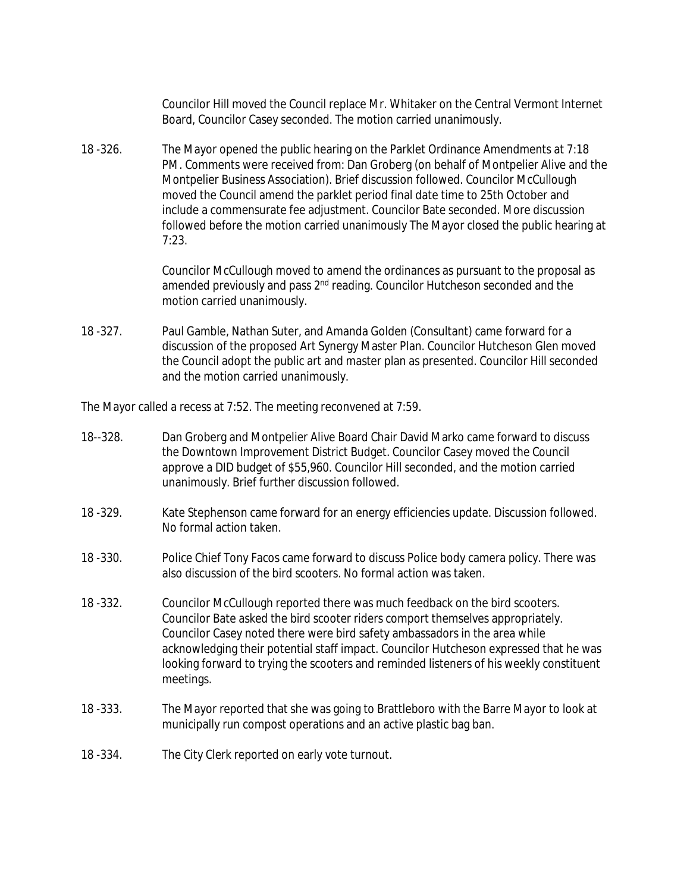Councilor Hill moved the Council replace Mr. Whitaker on the Central Vermont Internet Board, Councilor Casey seconded. The motion carried unanimously.

18 -326. The Mayor opened the public hearing on the Parklet Ordinance Amendments at 7:18 PM. Comments were received from: Dan Groberg (on behalf of Montpelier Alive and the Montpelier Business Association). Brief discussion followed. Councilor McCullough moved the Council amend the parklet period final date time to 25th October and include a commensurate fee adjustment. Councilor Bate seconded. More discussion followed before the motion carried unanimously The Mayor closed the public hearing at 7:23.

Councilor McCullough moved to amend the ordinances as pursuant to the proposal as amended previously and pass 2nd reading. Councilor Hutcheson seconded and the motion carried unanimously.

18 -327. Paul Gamble, Nathan Suter, and Amanda Golden (Consultant) came forward for a discussion of the proposed Art Synergy Master Plan. Councilor Hutcheson Glen moved the Council adopt the public art and master plan as presented. Councilor Hill seconded and the motion carried unanimously.

The Mayor called a recess at 7:52. The meeting reconvened at 7:59.

18--328. Dan Groberg and Montpelier Alive Board Chair David Marko came forward to discuss the Downtown Improvement District Budget. Councilor Casey moved the Council approve a DID budget of $55,960. Councilor Hill seconded, and the motion carried unanimously. Brief further discussion followed.

18 -329. Kate Stephenson came forward for an energy efficiencies update. Discussion followed. No formal action taken.

18 -330. Police Chief Tony Facos came forward to discuss Police body camera policy. There was also discussion of the bird scooters. No formal action was taken.

18 -332. Councilor McCullough reported there was much feedback on the bird scooters. Councilor Bate asked the bird scooter riders comport themselves appropriately. Councilor Casey noted there were bird safety ambassadors in the area while acknowledging their potential staff impact. Councilor Hutcheson expressed that he was looking forward to trying the scooters and reminded listeners of his weekly constituent meetings.

18 -333. The Mayor reported that she was going to Brattleboro with the Barre Mayor to look at municipally run compost operations and an active plastic bag ban.

18 -334. The City Clerk reported on early vote turnout.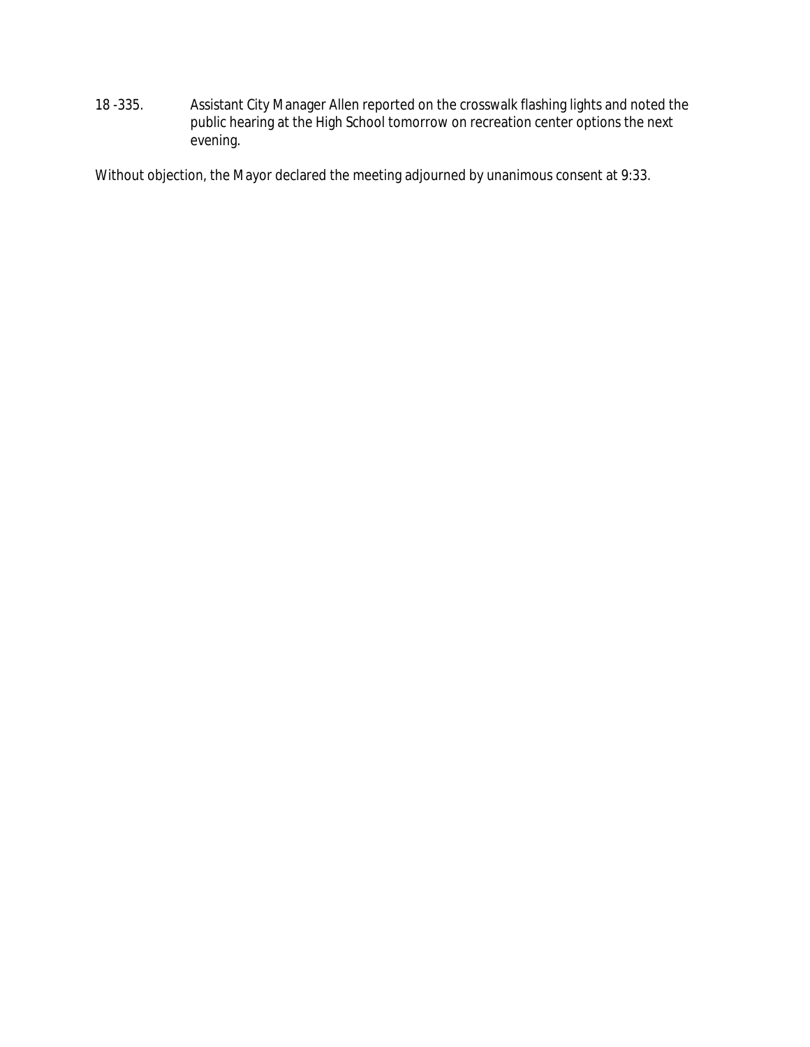18 -335. Assistant City Manager Allen reported on the crosswalk flashing lights and noted the public hearing at the High School tomorrow on recreation center options the next evening.

Without objection, the Mayor declared the meeting adjourned by unanimous consent at 9:33.